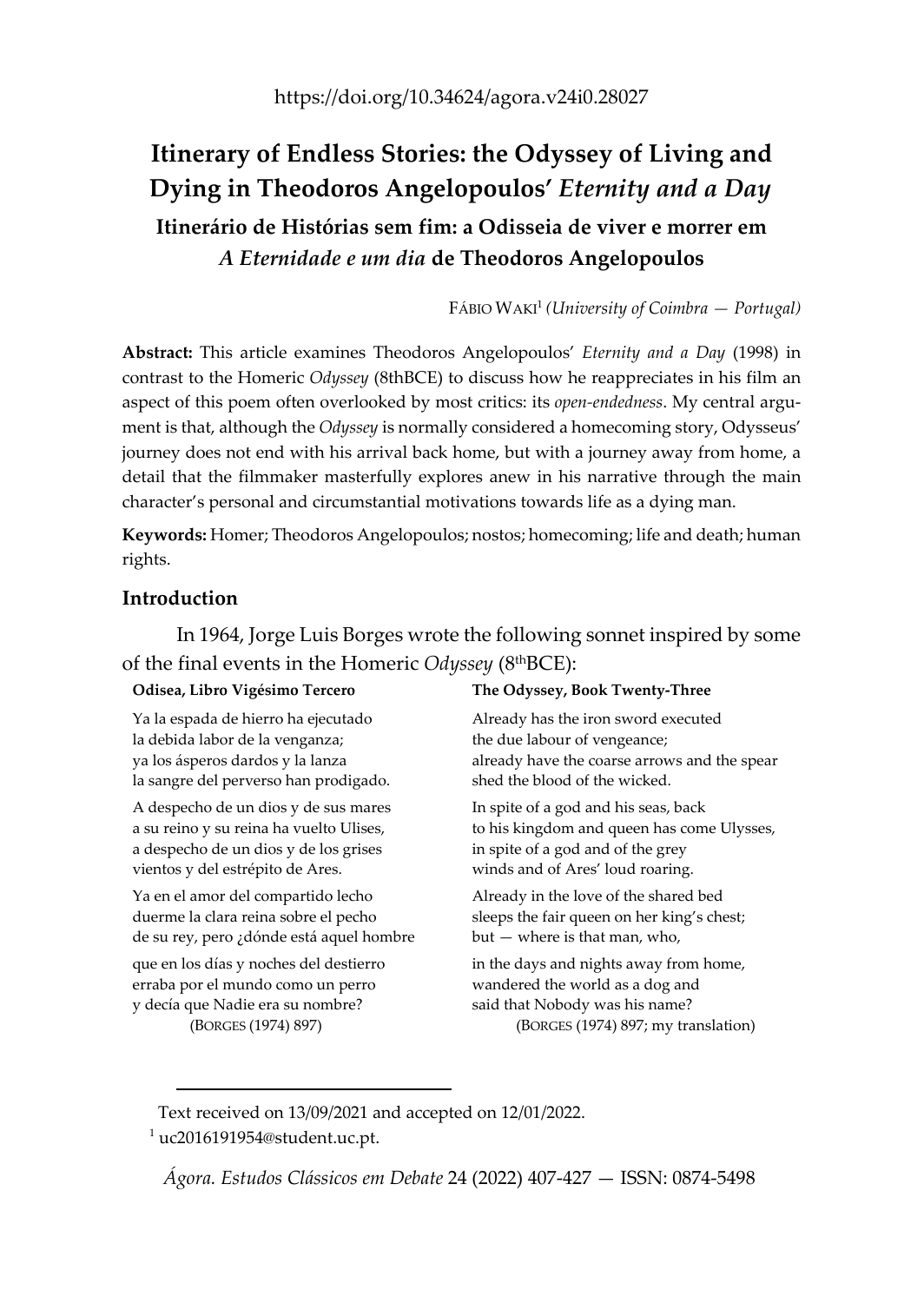https://doi.org/10.34624/agora.v24i0.28027

# Itinerary of Endless Stories: the Odyssey of Living and Dying in Theodoros Angelopoulos' *Eternity and a Day*

## Itinerário de Histórias sem fim: a Odisseia de viver e morrer em *A Eternidade e um dia* de Theodoros Angelopoulos

FÁBIO WAKI[1] *(University of Coimbra — Portugal)*

**Abstract:** This article examines Theodoros Angelopoulos' *Eternity and a Day* (1998) in contrast to the Homeric *Odyssey* (8thBCE) to discuss how he reappreciates in his film an aspect of this poem often overlooked by most critics: its *open-endedness*. My central argument is that, although the *Odyssey* is normally considered a homecoming story, Odysseus' journey does not end with his arrival back home, but with a journey away from home, a detail that the filmmaker masterfully explores anew in his narrative through the main character's personal and circumstantial motivations towards life as a dying man.

**Keywords:** Homer; Theodoros Angelopoulos; nostos; homecoming; life and death; human rights.

### Introduction

In 1964, Jorge Luis Borges wrote the following sonnet inspired by some of the final events in the Homeric *Odyssey* (8thBCE):

**Odisea, Libro Vigésimo Tercero**

Ya la espada de hierro ha ejecutado
la debida labor de la venganza;
ya los ásperos dardos y la lanza
la sangre del perverso han prodigado.

A despecho de un dios y de sus mares
a su reino y su reina ha vuelto Ulises,
a despecho de un dios y de los grises
vientos y del estrépito de Ares.

Ya en el amor del compartido lecho
duerme la clara reina sobre el pecho
de su rey, pero ¿dónde está aquel hombre

que en los días y noches del destierro
erraba por el mundo como un perro
y decía que Nadie era su nombre?

(BORGES (1974) 897)

**The Odyssey, Book Twenty-Three**

Already has the iron sword executed
the due labour of vengeance;
already have the coarse arrows and the spear
shed the blood of the wicked.

In spite of a god and his seas, back
to his kingdom and queen has come Ulysses,
in spite of a god and of the grey
winds and of Ares' loud roaring.

Already in the love of the shared bed
sleeps the fair queen on her king's chest;
but — where is that man, who,

in the days and nights away from home,
wandered the world as a dog and
said that Nobody was his name?

(BORGES (1974) 897; my translation)

---

Text received on 13/09/2021 and accepted on 12/01/2022.

[1] uc2016191954@student.uc.pt.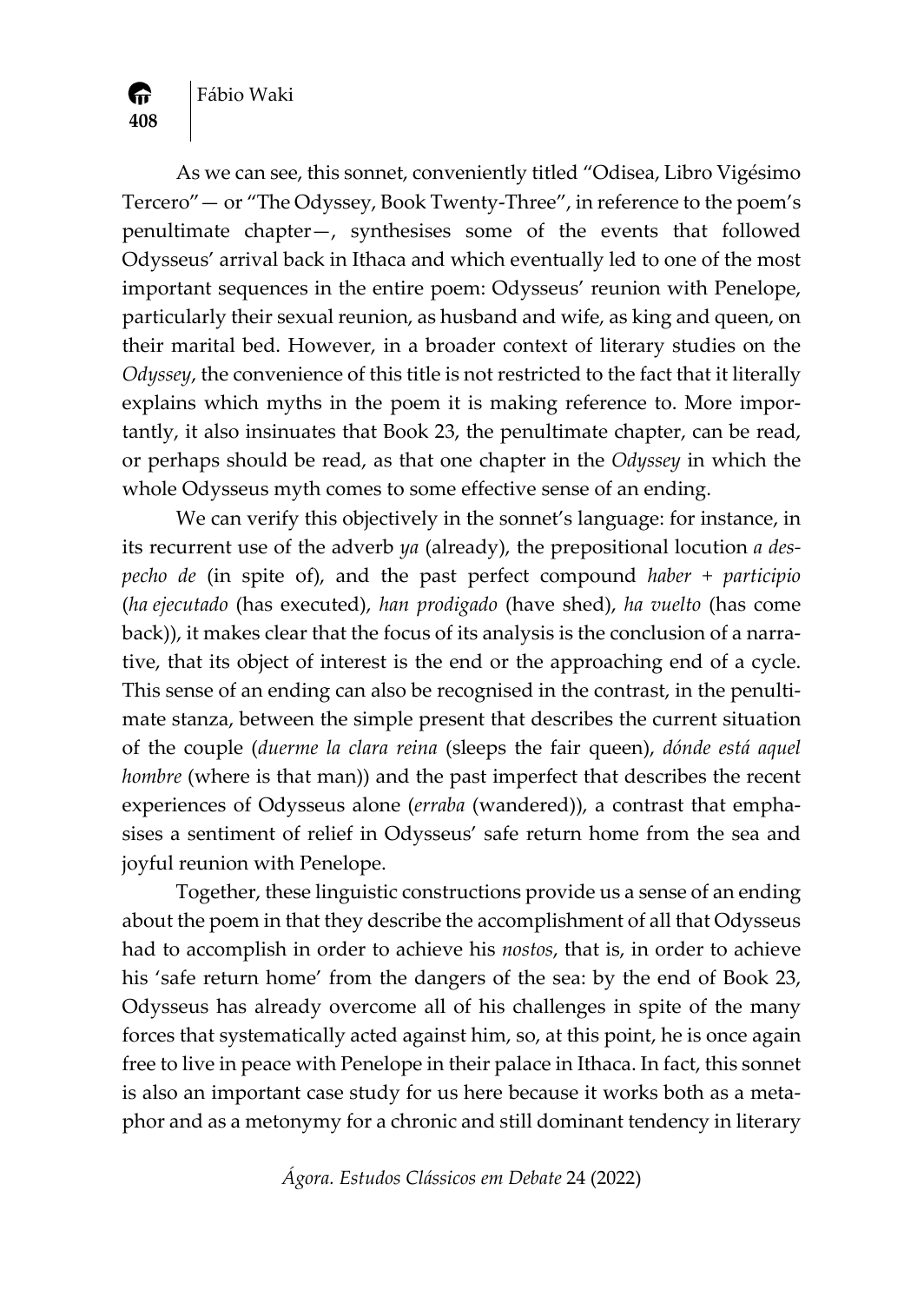As we can see, this sonnet, conveniently titled "Odisea, Libro Vigésimo Tercero" — or "The Odyssey, Book Twenty-Three", in reference to the poem's penultimate chapter—, synthesises some of the events that followed Odysseus' arrival back in Ithaca and which eventually led to one of the most important sequences in the entire poem: Odysseus' reunion with Penelope, particularly their sexual reunion, as husband and wife, as king and queen, on their marital bed. However, in a broader context of literary studies on the *Odyssey*, the convenience of this title is not restricted to the fact that it literally explains which myths in the poem it is making reference to. More importantly, it also insinuates that Book 23, the penultimate chapter, can be read, or perhaps should be read, as that one chapter in the *Odyssey* in which the whole Odysseus myth comes to some effective sense of an ending.

We can verify this objectively in the sonnet's language: for instance, in its recurrent use of the adverb *ya* (already), the prepositional locution *a despecho de* (in spite of), and the past perfect compound *haber + participio* (*ha ejecutado* (has executed), *han prodigado* (have shed), *ha vuelto* (has come back)), it makes clear that the focus of its analysis is the conclusion of a narrative, that its object of interest is the end or the approaching end of a cycle. This sense of an ending can also be recognised in the contrast, in the penultimate stanza, between the simple present that describes the current situation of the couple (*duerme la clara reina* (sleeps the fair queen), *dónde está aquel hombre* (where is that man)) and the past imperfect that describes the recent experiences of Odysseus alone (*erraba* (wandered)), a contrast that emphasises a sentiment of relief in Odysseus' safe return home from the sea and joyful reunion with Penelope.

Together, these linguistic constructions provide us a sense of an ending about the poem in that they describe the accomplishment of all that Odysseus had to accomplish in order to achieve his *nostos*, that is, in order to achieve his 'safe return home' from the dangers of the sea: by the end of Book 23, Odysseus has already overcome all of his challenges in spite of the many forces that systematically acted against him, so, at this point, he is once again free to live in peace with Penelope in their palace in Ithaca. In fact, this sonnet is also an important case study for us here because it works both as a metaphor and as a metonymy for a chronic and still dominant tendency in literary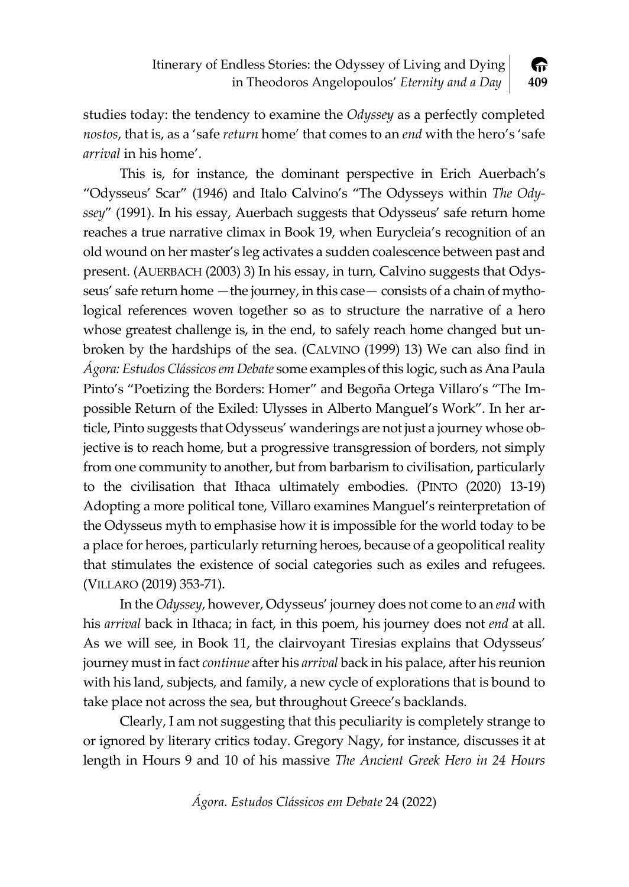studies today: the tendency to examine the *Odyssey* as a perfectly completed *nostos*, that is, as a 'safe *return* home' that comes to an *end* with the hero's 'safe *arrival* in his home'.

This is, for instance, the dominant perspective in Erich Auerbach's "Odysseus' Scar" (1946) and Italo Calvino's "The Odysseys within *The Odyssey*" (1991). In his essay, Auerbach suggests that Odysseus' safe return home reaches a true narrative climax in Book 19, when Eurycleia's recognition of an old wound on her master's leg activates a sudden coalescence between past and present. (AUERBACH (2003) 3) In his essay, in turn, Calvino suggests that Odysseus' safe return home —the journey, in this case— consists of a chain of mythological references woven together so as to structure the narrative of a hero whose greatest challenge is, in the end, to safely reach home changed but unbroken by the hardships of the sea. (CALVINO (1999) 13) We can also find in *Ágora: Estudos Clássicos em Debate* some examples of this logic, such as Ana Paula Pinto's "Poetizing the Borders: Homer" and Begoña Ortega Villaro's "The Impossible Return of the Exiled: Ulysses in Alberto Manguel's Work". In her article, Pinto suggests that Odysseus' wanderings are not just a journey whose objective is to reach home, but a progressive transgression of borders, not simply from one community to another, but from barbarism to civilisation, particularly to the civilisation that Ithaca ultimately embodies. (PINTO (2020) 13-19) Adopting a more political tone, Villaro examines Manguel's reinterpretation of the Odysseus myth to emphasise how it is impossible for the world today to be a place for heroes, particularly returning heroes, because of a geopolitical reality that stimulates the existence of social categories such as exiles and refugees. (VILLARO (2019) 353-71).

In the *Odyssey*, however, Odysseus' journey does not come to an *end* with his *arrival* back in Ithaca; in fact, in this poem, his journey does not *end* at all. As we will see, in Book 11, the clairvoyant Tiresias explains that Odysseus' journey must in fact *continue* after his *arrival* back in his palace, after his reunion with his land, subjects, and family, a new cycle of explorations that is bound to take place not across the sea, but throughout Greece's backlands.

Clearly, I am not suggesting that this peculiarity is completely strange to or ignored by literary critics today. Gregory Nagy, for instance, discusses it at length in Hours 9 and 10 of his massive *The Ancient Greek Hero in 24 Hours*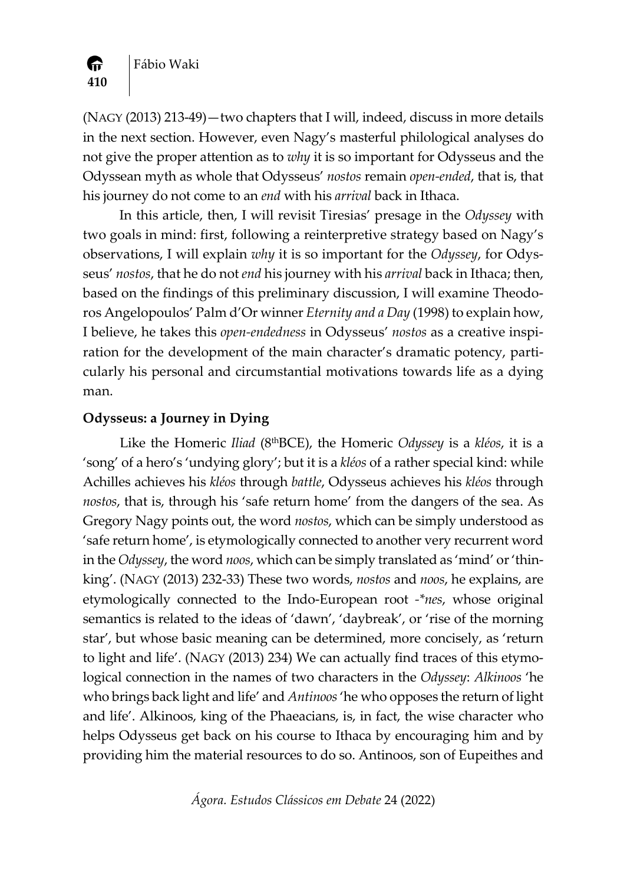(NAGY (2013) 213-49)—two chapters that I will, indeed, discuss in more details in the next section. However, even Nagy's masterful philological analyses do not give the proper attention as to *why* it is so important for Odysseus and the Odyssean myth as whole that Odysseus' *nostos* remain *open-ended*, that is, that his journey do not come to an *end* with his *arrival* back in Ithaca.

In this article, then, I will revisit Tiresias' presage in the *Odyssey* with two goals in mind: first, following a reinterpretive strategy based on Nagy's observations, I will explain *why* it is so important for the *Odyssey*, for Odysseus' *nostos*, that he do not *end* his journey with his *arrival* back in Ithaca; then, based on the findings of this preliminary discussion, I will examine Theodoros Angelopoulos' Palm d'Or winner *Eternity and a Day* (1998) to explain how, I believe, he takes this *open-endedness* in Odysseus' *nostos* as a creative inspiration for the development of the main character's dramatic potency, particularly his personal and circumstantial motivations towards life as a dying man.

**Odysseus: a Journey in Dying**

Like the Homeric *Iliad* (8thBCE), the Homeric *Odyssey* is a *kléos*, it is a 'song' of a hero's 'undying glory'; but it is a *kléos* of a rather special kind: while Achilles achieves his *kléos* through *battle*, Odysseus achieves his *kléos* through *nostos*, that is, through his 'safe return home' from the dangers of the sea. As Gregory Nagy points out, the word *nostos*, which can be simply understood as 'safe return home', is etymologically connected to another very recurrent word in the *Odyssey*, the word *noos*, which can be simply translated as 'mind' or 'thinking'. (NAGY (2013) 232-33) These two words, *nostos* and *noos*, he explains, are etymologically connected to the Indo-European root -*\*nes*, whose original semantics is related to the ideas of 'dawn', 'daybreak', or 'rise of the morning star', but whose basic meaning can be determined, more concisely, as 'return to light and life'. (NAGY (2013) 234) We can actually find traces of this etymological connection in the names of two characters in the *Odyssey*: *Alkinoos* 'he who brings back light and life' and *Antinoos* 'he who opposes the return of light and life'. Alkinoos, king of the Phaeacians, is, in fact, the wise character who helps Odysseus get back on his course to Ithaca by encouraging him and by providing him the material resources to do so. Antinoos, son of Eupeithes and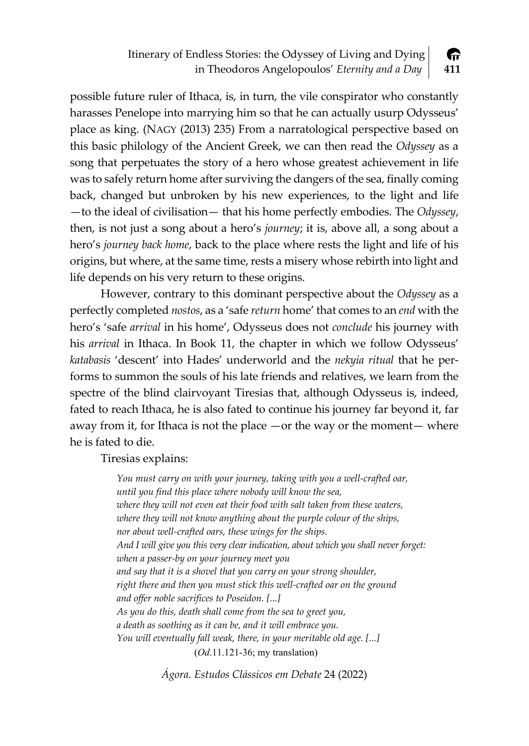possible future ruler of Ithaca, is, in turn, the vile conspirator who constantly harasses Penelope into marrying him so that he can actually usurp Odysseus' place as king. (NAGY (2013) 235) From a narratological perspective based on this basic philology of the Ancient Greek, we can then read the *Odyssey* as a song that perpetuates the story of a hero whose greatest achievement in life was to safely return home after surviving the dangers of the sea, finally coming back, changed but unbroken by his new experiences, to the light and life —to the ideal of civilisation— that his home perfectly embodies. The *Odyssey*, then, is not just a song about a hero's *journey*; it is, above all, a song about a hero's *journey back home*, back to the place where rests the light and life of his origins, but where, at the same time, rests a misery whose rebirth into light and life depends on his very return to these origins.

However, contrary to this dominant perspective about the *Odyssey* as a perfectly completed *nostos*, as a 'safe *return* home' that comes to an *end* with the hero's 'safe *arrival* in his home', Odysseus does not *conclude* his journey with his *arrival* in Ithaca. In Book 11, the chapter in which we follow Odysseus' *katabasis* 'descent' into Hades' underworld and the *nekyia ritual* that he performs to summon the souls of his late friends and relatives, we learn from the spectre of the blind clairvoyant Tiresias that, although Odysseus is, indeed, fated to reach Ithaca, he is also fated to continue his journey far beyond it, far away from it, for Ithaca is not the place —or the way or the moment— where he is fated to die.

Tiresias explains:

> *You must carry on with your journey, taking with you a well-crafted oar,*
> *until you find this place where nobody will know the sea,*
> *where they will not even eat their food with salt taken from these waters,*
> *where they will not know anything about the purple colour of the ships,*
> *nor about well-crafted oars, these wings for the ships.*
> *And I will give you this very clear indication, about which you shall never forget:*
> *when a passer-by on your journey meet you*
> *and say that it is a shovel that you carry on your strong shoulder,*
> *right there and then you must stick this well-crafted oar on the ground*
> *and offer noble sacrifices to Poseidon. [...]*
> *As you do this, death shall come from the sea to greet you,*
> *a death as soothing as it can be, and it will embrace you.*
> *You will eventually fall weak, there, in your meritable old age. [...]*
> (*Od*.11.121-36; my translation)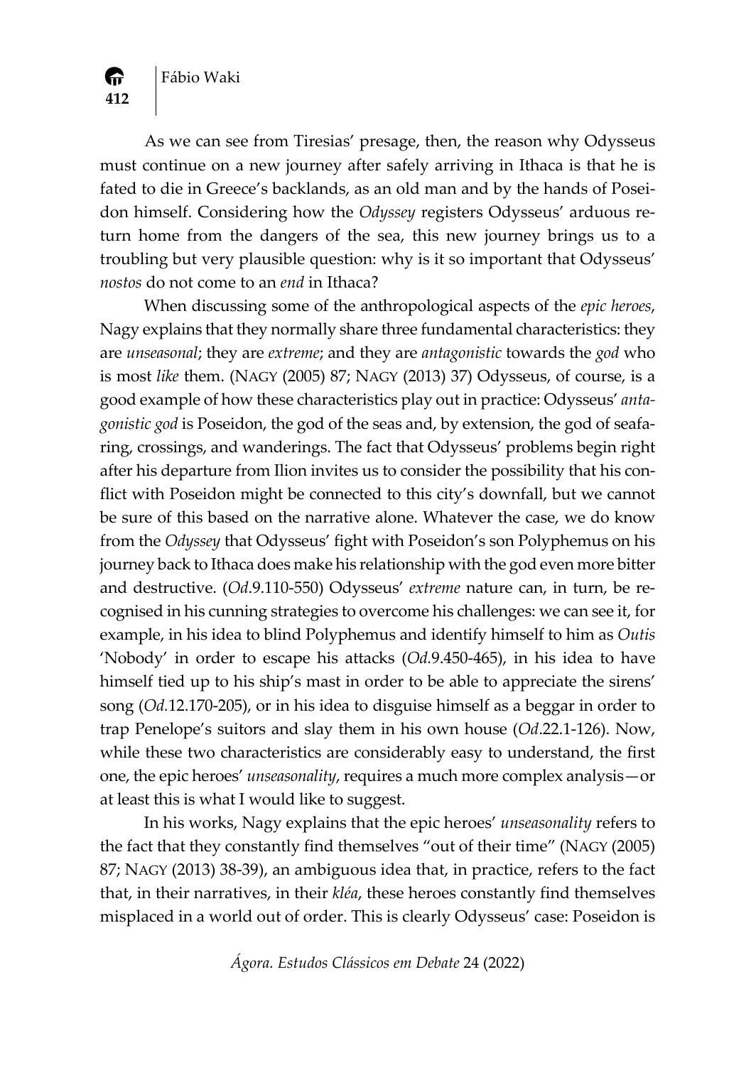As we can see from Tiresias' presage, then, the reason why Odysseus must continue on a new journey after safely arriving in Ithaca is that he is fated to die in Greece's backlands, as an old man and by the hands of Poseidon himself. Considering how the *Odyssey* registers Odysseus' arduous return home from the dangers of the sea, this new journey brings us to a troubling but very plausible question: why is it so important that Odysseus' *nostos* do not come to an *end* in Ithaca?

When discussing some of the anthropological aspects of the *epic heroes*, Nagy explains that they normally share three fundamental characteristics: they are *unseasonal*; they are *extreme*; and they are *antagonistic* towards the *god* who is most *like* them. (Nagy (2005) 87; Nagy (2013) 37) Odysseus, of course, is a good example of how these characteristics play out in practice: Odysseus' *antagonistic god* is Poseidon, the god of the seas and, by extension, the god of seafaring, crossings, and wanderings. The fact that Odysseus' problems begin right after his departure from Ilion invites us to consider the possibility that his conflict with Poseidon might be connected to this city's downfall, but we cannot be sure of this based on the narrative alone. Whatever the case, we do know from the *Odyssey* that Odysseus' fight with Poseidon's son Polyphemus on his journey back to Ithaca does make his relationship with the god even more bitter and destructive. (*Od*.9.110-550) Odysseus' *extreme* nature can, in turn, be recognised in his cunning strategies to overcome his challenges: we can see it, for example, in his idea to blind Polyphemus and identify himself to him as *Outis* 'Nobody' in order to escape his attacks (*Od*.9.450-465), in his idea to have himself tied up to his ship's mast in order to be able to appreciate the sirens' song (*Od*.12.170-205), or in his idea to disguise himself as a beggar in order to trap Penelope's suitors and slay them in his own house (*Od*.22.1-126). Now, while these two characteristics are considerably easy to understand, the first one, the epic heroes' *unseasonality*, requires a much more complex analysis—or at least this is what I would like to suggest.

In his works, Nagy explains that the epic heroes' *unseasonality* refers to the fact that they constantly find themselves "out of their time" (Nagy (2005) 87; Nagy (2013) 38-39), an ambiguous idea that, in practice, refers to the fact that, in their narratives, in their *kléa*, these heroes constantly find themselves misplaced in a world out of order. This is clearly Odysseus' case: Poseidon is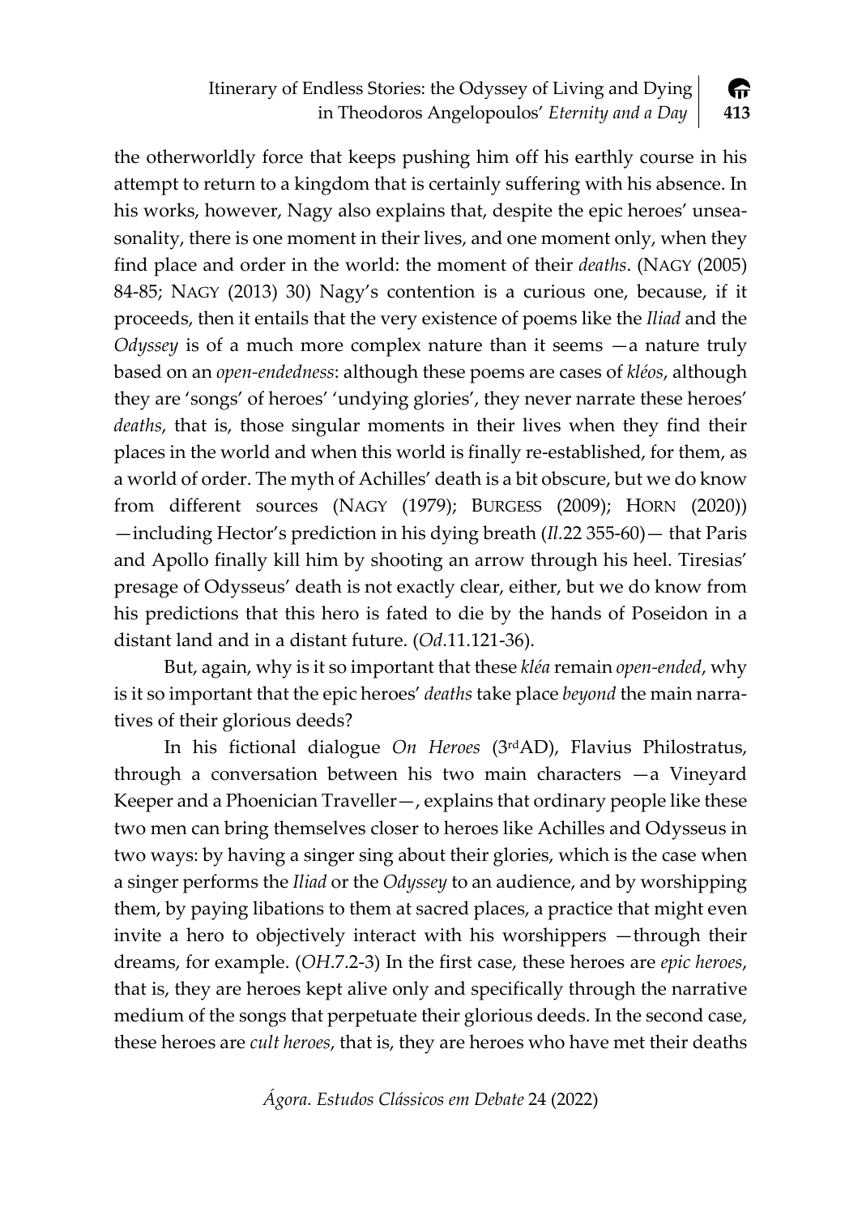the otherworldly force that keeps pushing him off his earthly course in his attempt to return to a kingdom that is certainly suffering with his absence. In his works, however, Nagy also explains that, despite the epic heroes' unseasonality, there is one moment in their lives, and one moment only, when they find place and order in the world: the moment of their *deaths*. (NAGY (2005) 84-85; NAGY (2013) 30) Nagy's contention is a curious one, because, if it proceeds, then it entails that the very existence of poems like the *Iliad* and the *Odyssey* is of a much more complex nature than it seems —a nature truly based on an *open-endedness*: although these poems are cases of *kléos*, although they are 'songs' of heroes' 'undying glories', they never narrate these heroes' *deaths*, that is, those singular moments in their lives when they find their places in the world and when this world is finally re-established, for them, as a world of order. The myth of Achilles' death is a bit obscure, but we do know from different sources (NAGY (1979); BURGESS (2009); HORN (2020)) —including Hector's prediction in his dying breath (*Il.*22 355-60)— that Paris and Apollo finally kill him by shooting an arrow through his heel. Tiresias' presage of Odysseus' death is not exactly clear, either, but we do know from his predictions that this hero is fated to die by the hands of Poseidon in a distant land and in a distant future. (*Od*.11.121-36).

But, again, why is it so important that these *kléa* remain *open-ended*, why is it so important that the epic heroes' *deaths* take place *beyond* the main narratives of their glorious deeds?

In his fictional dialogue *On Heroes* (3rdAD), Flavius Philostratus, through a conversation between his two main characters —a Vineyard Keeper and a Phoenician Traveller—, explains that ordinary people like these two men can bring themselves closer to heroes like Achilles and Odysseus in two ways: by having a singer sing about their glories, which is the case when a singer performs the *Iliad* or the *Odyssey* to an audience, and by worshipping them, by paying libations to them at sacred places, a practice that might even invite a hero to objectively interact with his worshippers —through their dreams, for example. (*OH*.7.2-3) In the first case, these heroes are *epic heroes*, that is, they are heroes kept alive only and specifically through the narrative medium of the songs that perpetuate their glorious deeds. In the second case, these heroes are *cult heroes*, that is, they are heroes who have met their deaths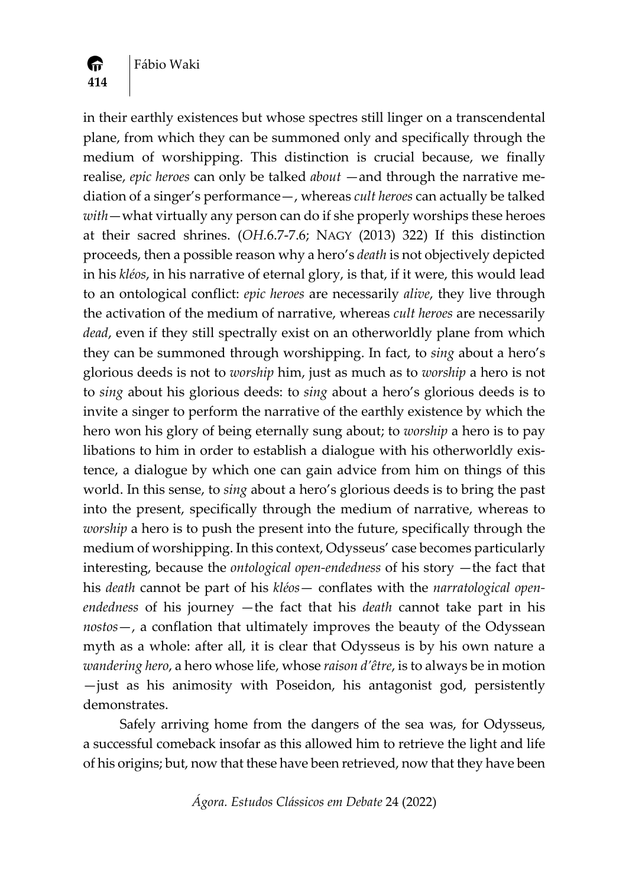in their earthly existences but whose spectres still linger on a transcendental plane, from which they can be summoned only and specifically through the medium of worshipping. This distinction is crucial because, we finally realise, *epic heroes* can only be talked *about* —and through the narrative mediation of a singer's performance—, whereas *cult heroes* can actually be talked *with*—what virtually any person can do if she properly worships these heroes at their sacred shrines. (*OH*.6.7-7.6; NAGY (2013) 322) If this distinction proceeds, then a possible reason why a hero's *death* is not objectively depicted in his *kléos*, in his narrative of eternal glory, is that, if it were, this would lead to an ontological conflict: *epic heroes* are necessarily *alive*, they live through the activation of the medium of narrative, whereas *cult heroes* are necessarily *dead*, even if they still spectrally exist on an otherworldly plane from which they can be summoned through worshipping. In fact, to *sing* about a hero's glorious deeds is not to *worship* him, just as much as to *worship* a hero is not to *sing* about his glorious deeds: to *sing* about a hero's glorious deeds is to invite a singer to perform the narrative of the earthly existence by which the hero won his glory of being eternally sung about; to *worship* a hero is to pay libations to him in order to establish a dialogue with his otherworldly existence, a dialogue by which one can gain advice from him on things of this world. In this sense, to *sing* about a hero's glorious deeds is to bring the past into the present, specifically through the medium of narrative, whereas to *worship* a hero is to push the present into the future, specifically through the medium of worshipping. In this context, Odysseus' case becomes particularly interesting, because the *ontological open-endedness* of his story —the fact that his *death* cannot be part of his *kléos*— conflates with the *narratological open-endedness* of his journey —the fact that his *death* cannot take part in his *nostos*—, a conflation that ultimately improves the beauty of the Odyssean myth as a whole: after all, it is clear that Odysseus is by his own nature a *wandering hero*, a hero whose life, whose *raison d'être*, is to always be in motion —just as his animosity with Poseidon, his antagonist god, persistently demonstrates.

Safely arriving home from the dangers of the sea was, for Odysseus, a successful comeback insofar as this allowed him to retrieve the light and life of his origins; but, now that these have been retrieved, now that they have been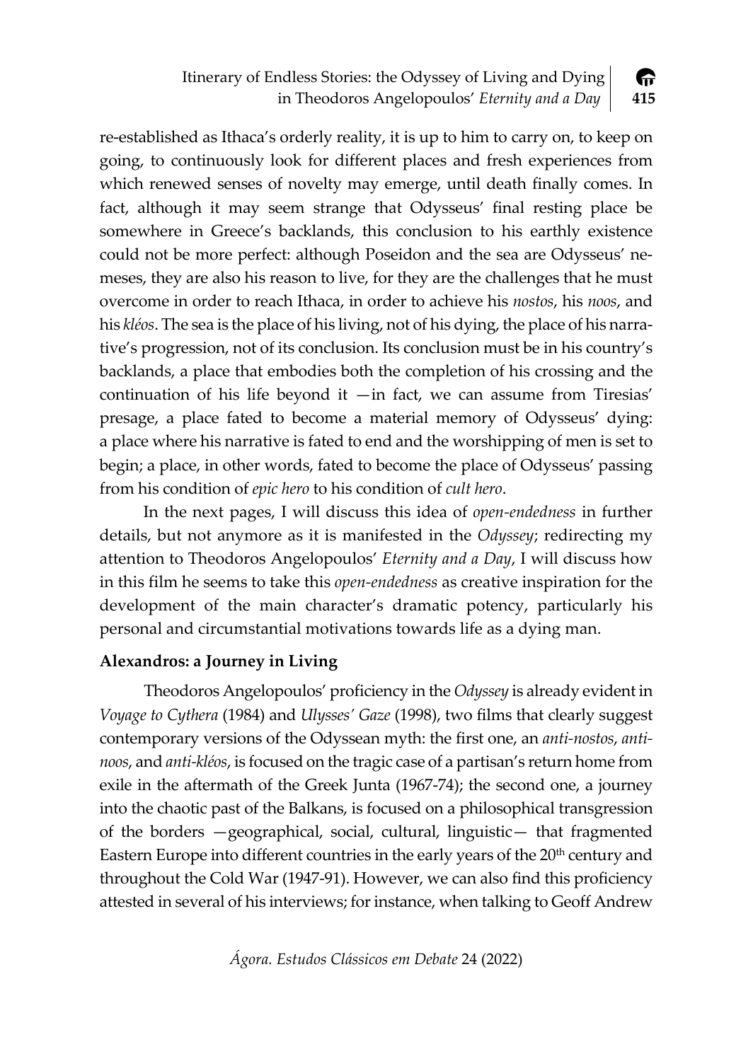re-established as Ithaca's orderly reality, it is up to him to carry on, to keep on going, to continuously look for different places and fresh experiences from which renewed senses of novelty may emerge, until death finally comes. In fact, although it may seem strange that Odysseus' final resting place be somewhere in Greece's backlands, this conclusion to his earthly existence could not be more perfect: although Poseidon and the sea are Odysseus' nemeses, they are also his reason to live, for they are the challenges that he must overcome in order to reach Ithaca, in order to achieve his *nostos*, his *noos*, and his *kléos*. The sea is the place of his living, not of his dying, the place of his narrative's progression, not of its conclusion. Its conclusion must be in his country's backlands, a place that embodies both the completion of his crossing and the continuation of his life beyond it —in fact, we can assume from Tiresias' presage, a place fated to become a material memory of Odysseus' dying: a place where his narrative is fated to end and the worshipping of men is set to begin; a place, in other words, fated to become the place of Odysseus' passing from his condition of *epic hero* to his condition of *cult hero*.

In the next pages, I will discuss this idea of *open-endedness* in further details, but not anymore as it is manifested in the *Odyssey*; redirecting my attention to Theodoros Angelopoulos' *Eternity and a Day*, I will discuss how in this film he seems to take this *open-endedness* as creative inspiration for the development of the main character's dramatic potency, particularly his personal and circumstantial motivations towards life as a dying man.

## Alexandros: a Journey in Living

Theodoros Angelopoulos' proficiency in the *Odyssey* is already evident in *Voyage to Cythera* (1984) and *Ulysses' Gaze* (1998), two films that clearly suggest contemporary versions of the Odyssean myth: the first one, an *anti-nostos*, *anti-noos*, and *anti-kléos*, is focused on the tragic case of a partisan's return home from exile in the aftermath of the Greek Junta (1967-74); the second one, a journey into the chaotic past of the Balkans, is focused on a philosophical transgression of the borders —geographical, social, cultural, linguistic— that fragmented Eastern Europe into different countries in the early years of the 20th century and throughout the Cold War (1947-91). However, we can also find this proficiency attested in several of his interviews; for instance, when talking to Geoff Andrew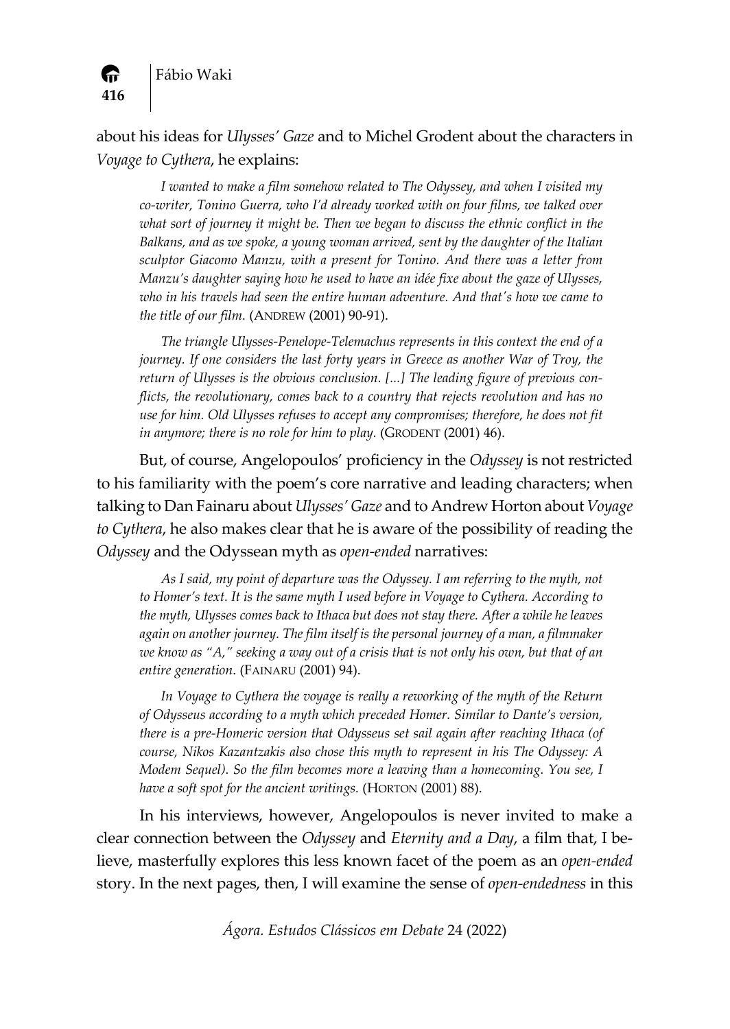about his ideas for *Ulysses' Gaze* and to Michel Grodent about the characters in *Voyage to Cythera*, he explains:

> *I wanted to make a film somehow related to The Odyssey, and when I visited my co-writer, Tonino Guerra, who I'd already worked with on four films, we talked over what sort of journey it might be. Then we began to discuss the ethnic conflict in the Balkans, and as we spoke, a young woman arrived, sent by the daughter of the Italian sculptor Giacomo Manzu, with a present for Tonino. And there was a letter from Manzu's daughter saying how he used to have an idée fixe about the gaze of Ulysses, who in his travels had seen the entire human adventure. And that's how we came to the title of our film.* (ANDREW (2001) 90-91).

> *The triangle Ulysses-Penelope-Telemachus represents in this context the end of a journey. If one considers the last forty years in Greece as another War of Troy, the return of Ulysses is the obvious conclusion. [...] The leading figure of previous conflicts, the revolutionary, comes back to a country that rejects revolution and has no use for him. Old Ulysses refuses to accept any compromises; therefore, he does not fit in anymore; there is no role for him to play.* (GRODENT (2001) 46).

But, of course, Angelopoulos' proficiency in the *Odyssey* is not restricted to his familiarity with the poem's core narrative and leading characters; when talking to Dan Fainaru about *Ulysses' Gaze* and to Andrew Horton about *Voyage to Cythera*, he also makes clear that he is aware of the possibility of reading the *Odyssey* and the Odyssean myth as *open-ended* narratives:

> *As I said, my point of departure was the Odyssey. I am referring to the myth, not to Homer's text. It is the same myth I used before in Voyage to Cythera. According to the myth, Ulysses comes back to Ithaca but does not stay there. After a while he leaves again on another journey. The film itself is the personal journey of a man, a filmmaker we know as "A," seeking a way out of a crisis that is not only his own, but that of an entire generation*. (FAINARU (2001) 94).

> *In Voyage to Cythera the voyage is really a reworking of the myth of the Return of Odysseus according to a myth which preceded Homer. Similar to Dante's version, there is a pre-Homeric version that Odysseus set sail again after reaching Ithaca (of course, Nikos Kazantzakis also chose this myth to represent in his The Odyssey: A Modem Sequel). So the film becomes more a leaving than a homecoming. You see, I have a soft spot for the ancient writings.* (HORTON (2001) 88).

In his interviews, however, Angelopoulos is never invited to make a clear connection between the *Odyssey* and *Eternity and a Day*, a film that, I believe, masterfully explores this less known facet of the poem as an *open-ended* story. In the next pages, then, I will examine the sense of *open-endedness* in this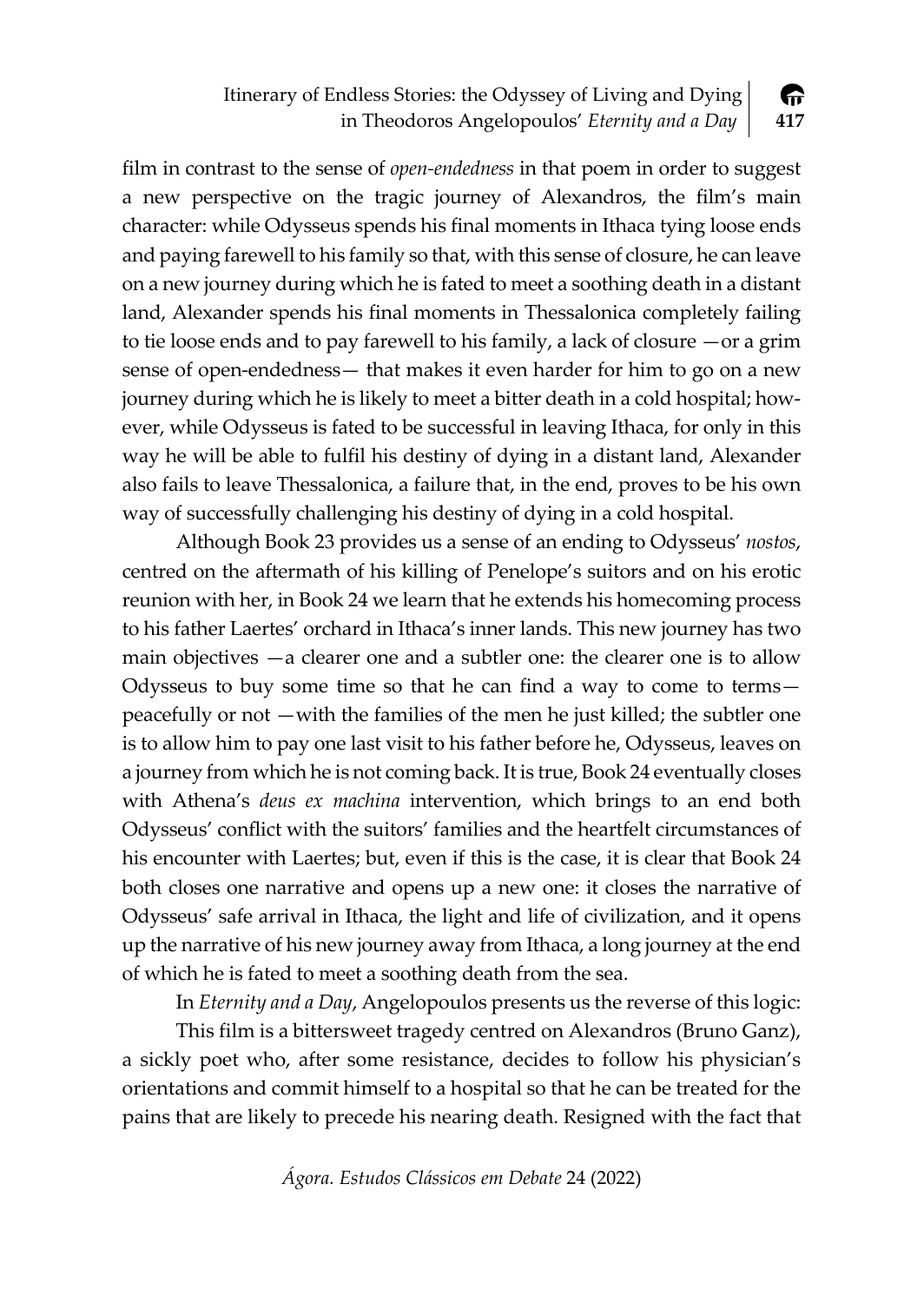film in contrast to the sense of *open-endedness* in that poem in order to suggest a new perspective on the tragic journey of Alexandros, the film's main character: while Odysseus spends his final moments in Ithaca tying loose ends and paying farewell to his family so that, with this sense of closure, he can leave on a new journey during which he is fated to meet a soothing death in a distant land, Alexander spends his final moments in Thessalonica completely failing to tie loose ends and to pay farewell to his family, a lack of closure —or a grim sense of open-endedness— that makes it even harder for him to go on a new journey during which he is likely to meet a bitter death in a cold hospital; however, while Odysseus is fated to be successful in leaving Ithaca, for only in this way he will be able to fulfil his destiny of dying in a distant land, Alexander also fails to leave Thessalonica, a failure that, in the end, proves to be his own way of successfully challenging his destiny of dying in a cold hospital.

Although Book 23 provides us a sense of an ending to Odysseus' *nostos*, centred on the aftermath of his killing of Penelope's suitors and on his erotic reunion with her, in Book 24 we learn that he extends his homecoming process to his father Laertes' orchard in Ithaca's inner lands. This new journey has two main objectives —a clearer one and a subtler one: the clearer one is to allow Odysseus to buy some time so that he can find a way to come to terms— peacefully or not —with the families of the men he just killed; the subtler one is to allow him to pay one last visit to his father before he, Odysseus, leaves on a journey from which he is not coming back. It is true, Book 24 eventually closes with Athena's *deus ex machina* intervention, which brings to an end both Odysseus' conflict with the suitors' families and the heartfelt circumstances of his encounter with Laertes; but, even if this is the case, it is clear that Book 24 both closes one narrative and opens up a new one: it closes the narrative of Odysseus' safe arrival in Ithaca, the light and life of civilization, and it opens up the narrative of his new journey away from Ithaca, a long journey at the end of which he is fated to meet a soothing death from the sea.

In *Eternity and a Day*, Angelopoulos presents us the reverse of this logic:

This film is a bittersweet tragedy centred on Alexandros (Bruno Ganz), a sickly poet who, after some resistance, decides to follow his physician's orientations and commit himself to a hospital so that he can be treated for the pains that are likely to precede his nearing death. Resigned with the fact that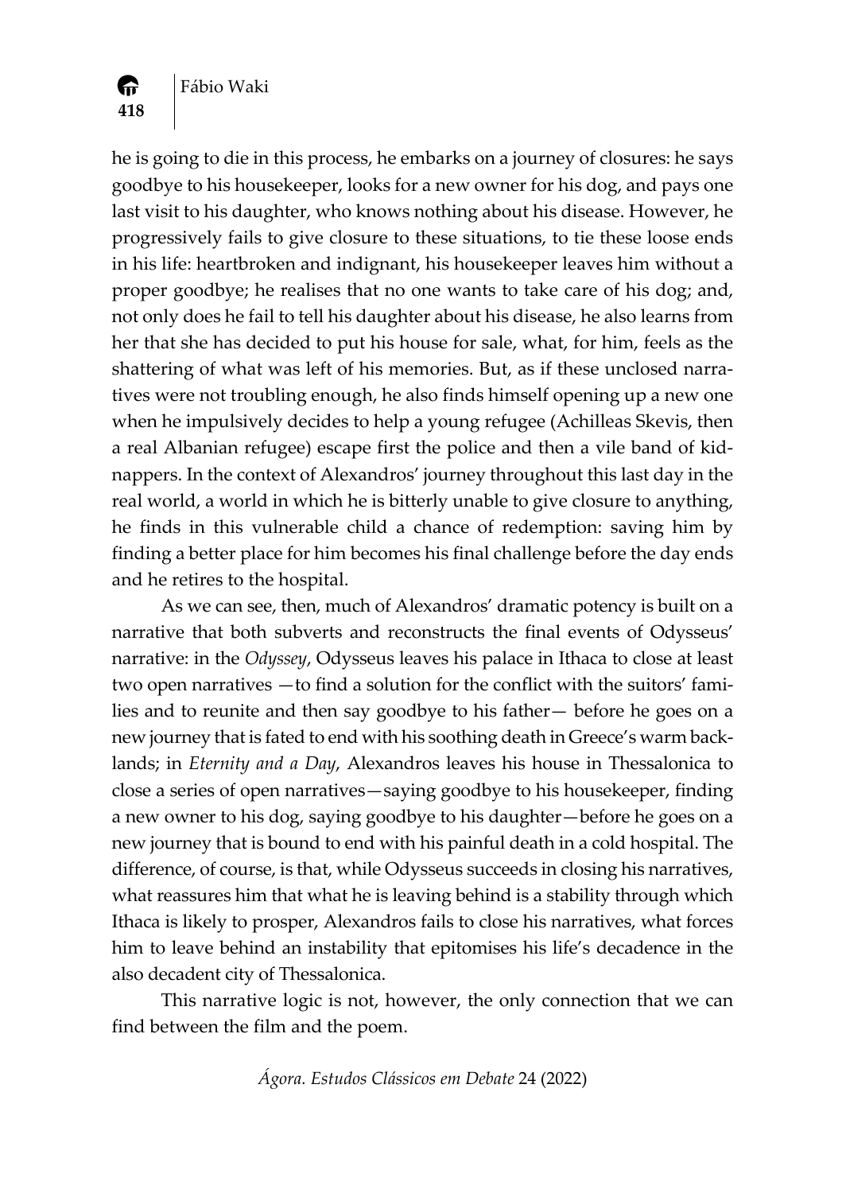he is going to die in this process, he embarks on a journey of closures: he says goodbye to his housekeeper, looks for a new owner for his dog, and pays one last visit to his daughter, who knows nothing about his disease. However, he progressively fails to give closure to these situations, to tie these loose ends in his life: heartbroken and indignant, his housekeeper leaves him without a proper goodbye; he realises that no one wants to take care of his dog; and, not only does he fail to tell his daughter about his disease, he also learns from her that she has decided to put his house for sale, what, for him, feels as the shattering of what was left of his memories. But, as if these unclosed narratives were not troubling enough, he also finds himself opening up a new one when he impulsively decides to help a young refugee (Achilleas Skevis, then a real Albanian refugee) escape first the police and then a vile band of kidnappers. In the context of Alexandros' journey throughout this last day in the real world, a world in which he is bitterly unable to give closure to anything, he finds in this vulnerable child a chance of redemption: saving him by finding a better place for him becomes his final challenge before the day ends and he retires to the hospital.

As we can see, then, much of Alexandros' dramatic potency is built on a narrative that both subverts and reconstructs the final events of Odysseus' narrative: in the *Odyssey*, Odysseus leaves his palace in Ithaca to close at least two open narratives —to find a solution for the conflict with the suitors' families and to reunite and then say goodbye to his father— before he goes on a new journey that is fated to end with his soothing death in Greece's warm backlands; in *Eternity and a Day*, Alexandros leaves his house in Thessalonica to close a series of open narratives—saying goodbye to his housekeeper, finding a new owner to his dog, saying goodbye to his daughter—before he goes on a new journey that is bound to end with his painful death in a cold hospital. The difference, of course, is that, while Odysseus succeeds in closing his narratives, what reassures him that what he is leaving behind is a stability through which Ithaca is likely to prosper, Alexandros fails to close his narratives, what forces him to leave behind an instability that epitomises his life's decadence in the also decadent city of Thessalonica.

This narrative logic is not, however, the only connection that we can find between the film and the poem.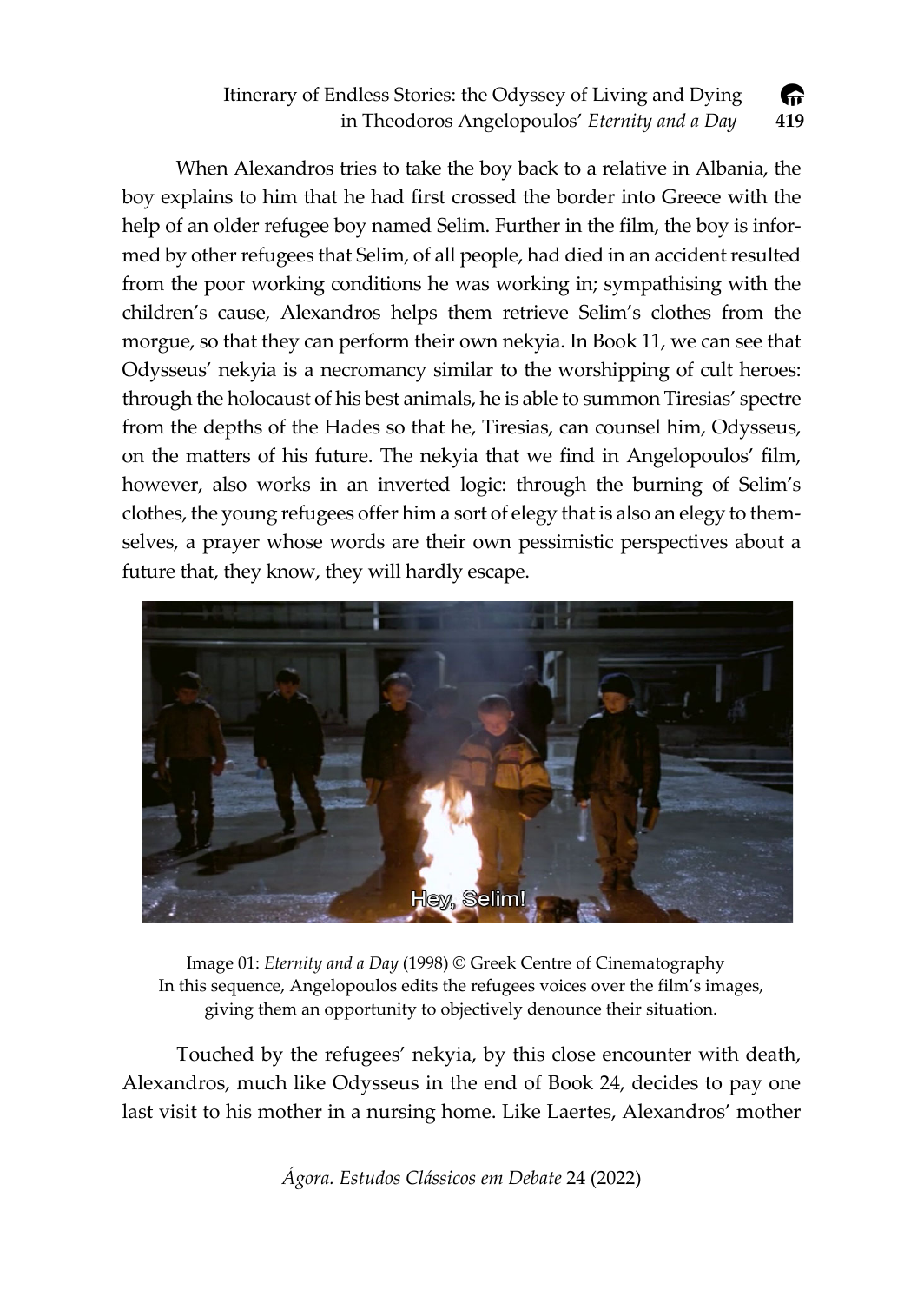When Alexandros tries to take the boy back to a relative in Albania, the boy explains to him that he had first crossed the border into Greece with the help of an older refugee boy named Selim. Further in the film, the boy is informed by other refugees that Selim, of all people, had died in an accident resulted from the poor working conditions he was working in; sympathising with the children's cause, Alexandros helps them retrieve Selim's clothes from the morgue, so that they can perform their own nekyia. In Book 11, we can see that Odysseus' nekyia is a necromancy similar to the worshipping of cult heroes: through the holocaust of his best animals, he is able to summon Tiresias' spectre from the depths of the Hades so that he, Tiresias, can counsel him, Odysseus, on the matters of his future. The nekyia that we find in Angelopoulos' film, however, also works in an inverted logic: through the burning of Selim's clothes, the young refugees offer him a sort of elegy that is also an elegy to themselves, a prayer whose words are their own pessimistic perspectives about a future that, they know, they will hardly escape.

Image 01: *Eternity and a Day* (1998) © Greek Centre of Cinematography
In this sequence, Angelopoulos edits the refugees voices over the film's images, giving them an opportunity to objectively denounce their situation.

Touched by the refugees' nekyia, by this close encounter with death, Alexandros, much like Odysseus in the end of Book 24, decides to pay one last visit to his mother in a nursing home. Like Laertes, Alexandros' mother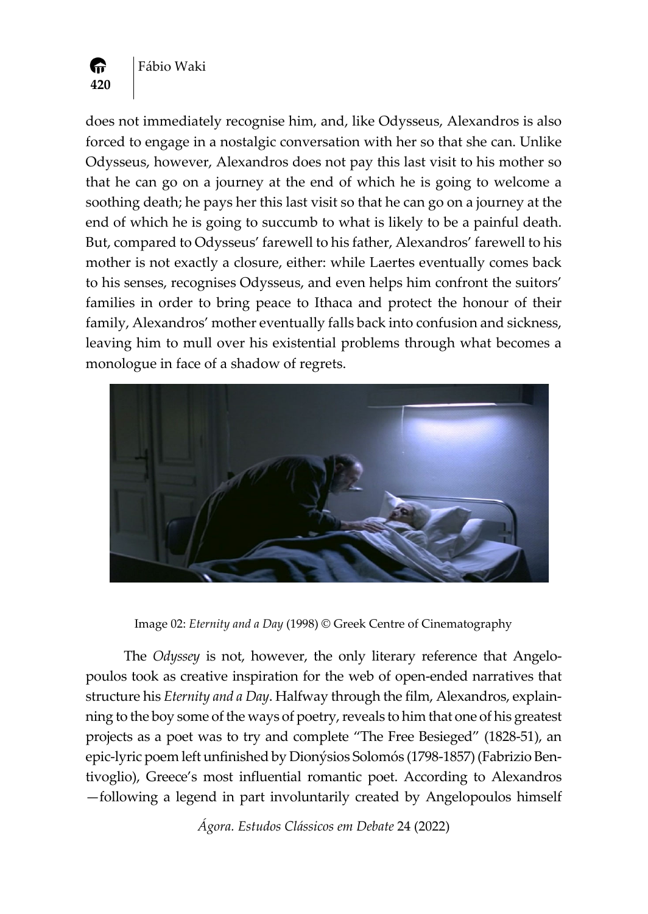does not immediately recognise him, and, like Odysseus, Alexandros is also forced to engage in a nostalgic conversation with her so that she can. Unlike Odysseus, however, Alexandros does not pay this last visit to his mother so that he can go on a journey at the end of which he is going to welcome a soothing death; he pays her this last visit so that he can go on a journey at the end of which he is going to succumb to what is likely to be a painful death. But, compared to Odysseus' farewell to his father, Alexandros' farewell to his mother is not exactly a closure, either: while Laertes eventually comes back to his senses, recognises Odysseus, and even helps him confront the suitors' families in order to bring peace to Ithaca and protect the honour of their family, Alexandros' mother eventually falls back into confusion and sickness, leaving him to mull over his existential problems through what becomes a monologue in face of a shadow of regrets.

Image 02: *Eternity and a Day* (1998) © Greek Centre of Cinematography

The *Odyssey* is not, however, the only literary reference that Angelopoulos took as creative inspiration for the web of open-ended narratives that structure his *Eternity and a Day*. Halfway through the film, Alexandros, explainning to the boy some of the ways of poetry, reveals to him that one of his greatest projects as a poet was to try and complete "The Free Besieged" (1828-51), an epic-lyric poem left unfinished by Dionýsios Solomós (1798-1857) (Fabrizio Bentivoglio), Greece's most influential romantic poet. According to Alexandros —following a legend in part involuntarily created by Angelopoulos himself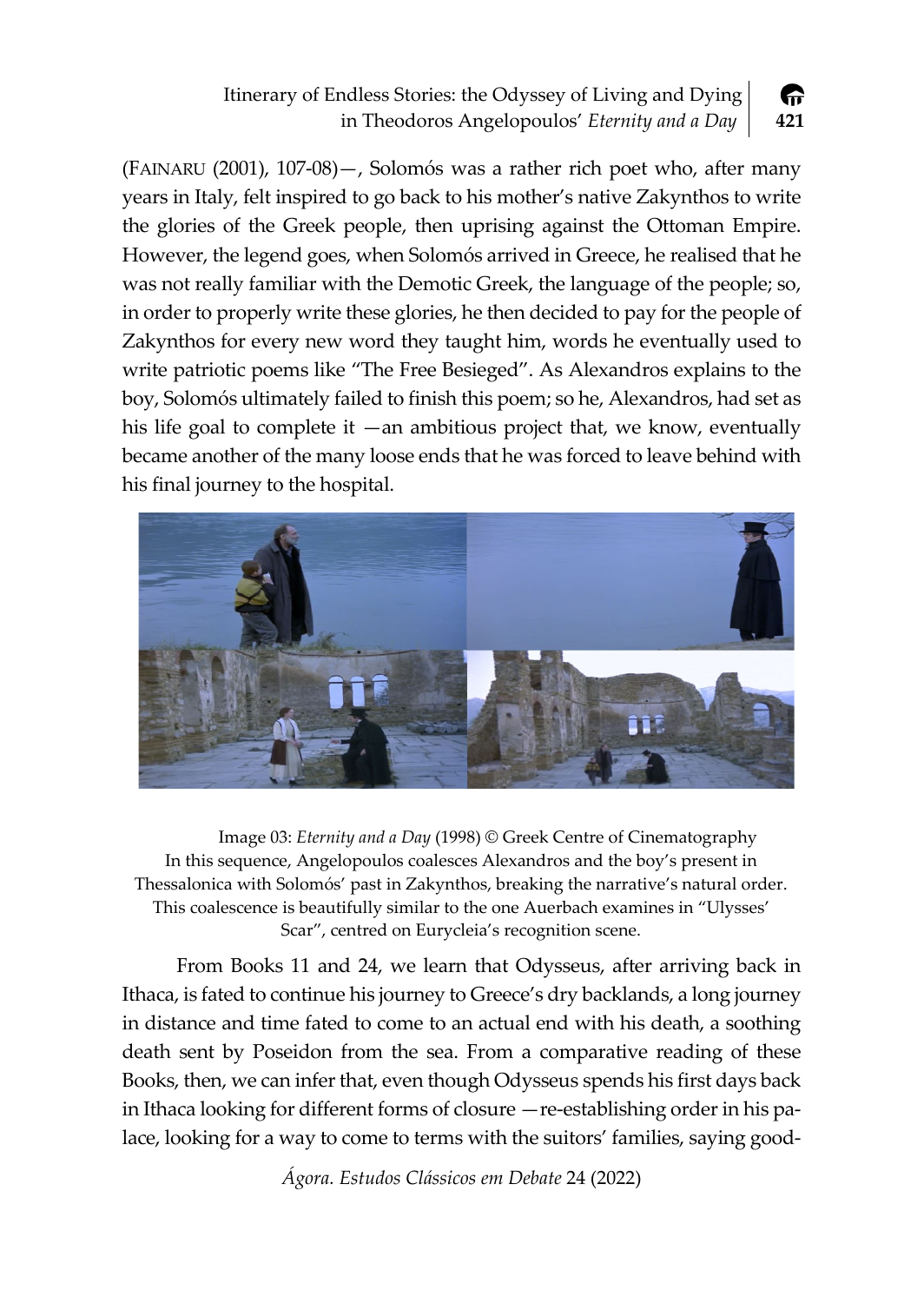(Fainaru (2001), 107-08)—, Solomós was a rather rich poet who, after many years in Italy, felt inspired to go back to his mother's native Zakynthos to write the glories of the Greek people, then uprising against the Ottoman Empire. However, the legend goes, when Solomós arrived in Greece, he realised that he was not really familiar with the Demotic Greek, the language of the people; so, in order to properly write these glories, he then decided to pay for the people of Zakynthos for every new word they taught him, words he eventually used to write patriotic poems like "The Free Besieged". As Alexandros explains to the boy, Solomós ultimately failed to finish this poem; so he, Alexandros, had set as his life goal to complete it —an ambitious project that, we know, eventually became another of the many loose ends that he was forced to leave behind with his final journey to the hospital.

Image 03: *Eternity and a Day* (1998) © Greek Centre of Cinematography
In this sequence, Angelopoulos coalesces Alexandros and the boy's present in Thessalonica with Solomós' past in Zakynthos, breaking the narrative's natural order. This coalescence is beautifully similar to the one Auerbach examines in "Ulysses' Scar", centred on Eurycleia's recognition scene.

From Books 11 and 24, we learn that Odysseus, after arriving back in Ithaca, is fated to continue his journey to Greece's dry backlands, a long journey in distance and time fated to come to an actual end with his death, a soothing death sent by Poseidon from the sea. From a comparative reading of these Books, then, we can infer that, even though Odysseus spends his first days back in Ithaca looking for different forms of closure —re-establishing order in his palace, looking for a way to come to terms with the suitors' families, saying good-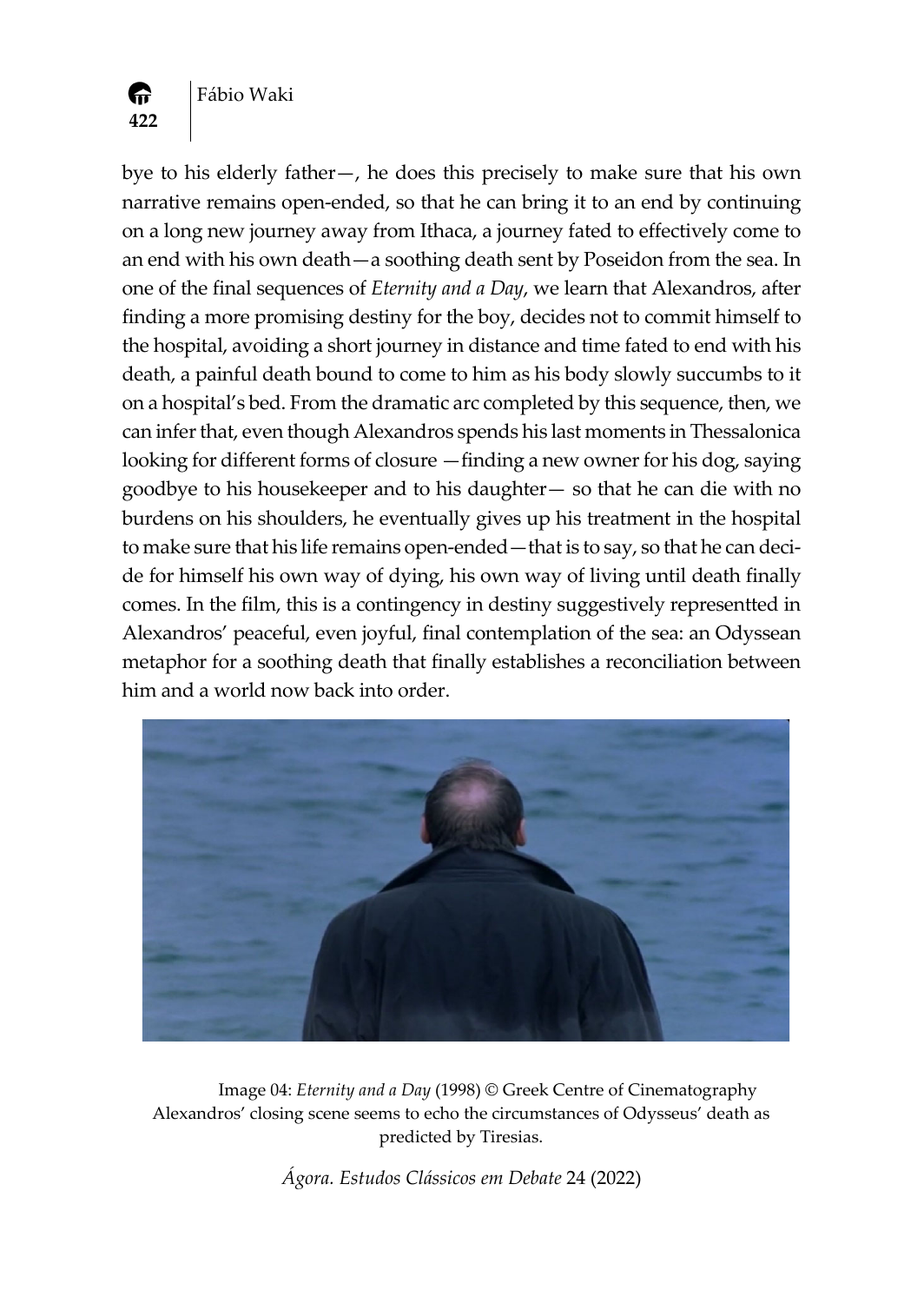bye to his elderly father—, he does this precisely to make sure that his own narrative remains open-ended, so that he can bring it to an end by continuing on a long new journey away from Ithaca, a journey fated to effectively come to an end with his own death—a soothing death sent by Poseidon from the sea. In one of the final sequences of *Eternity and a Day*, we learn that Alexandros, after finding a more promising destiny for the boy, decides not to commit himself to the hospital, avoiding a short journey in distance and time fated to end with his death, a painful death bound to come to him as his body slowly succumbs to it on a hospital's bed. From the dramatic arc completed by this sequence, then, we can infer that, even though Alexandros spends his last moments in Thessalonica looking for different forms of closure —finding a new owner for his dog, saying goodbye to his housekeeper and to his daughter— so that he can die with no burdens on his shoulders, he eventually gives up his treatment in the hospital to make sure that his life remains open-ended—that is to say, so that he can decide for himself his own way of dying, his own way of living until death finally comes. In the film, this is a contingency in destiny suggestively representted in Alexandros' peaceful, even joyful, final contemplation of the sea: an Odyssean metaphor for a soothing death that finally establishes a reconciliation between him and a world now back into order.

Image 04: *Eternity and a Day* (1998) © Greek Centre of Cinematography
Alexandros' closing scene seems to echo the circumstances of Odysseus' death as predicted by Tiresias.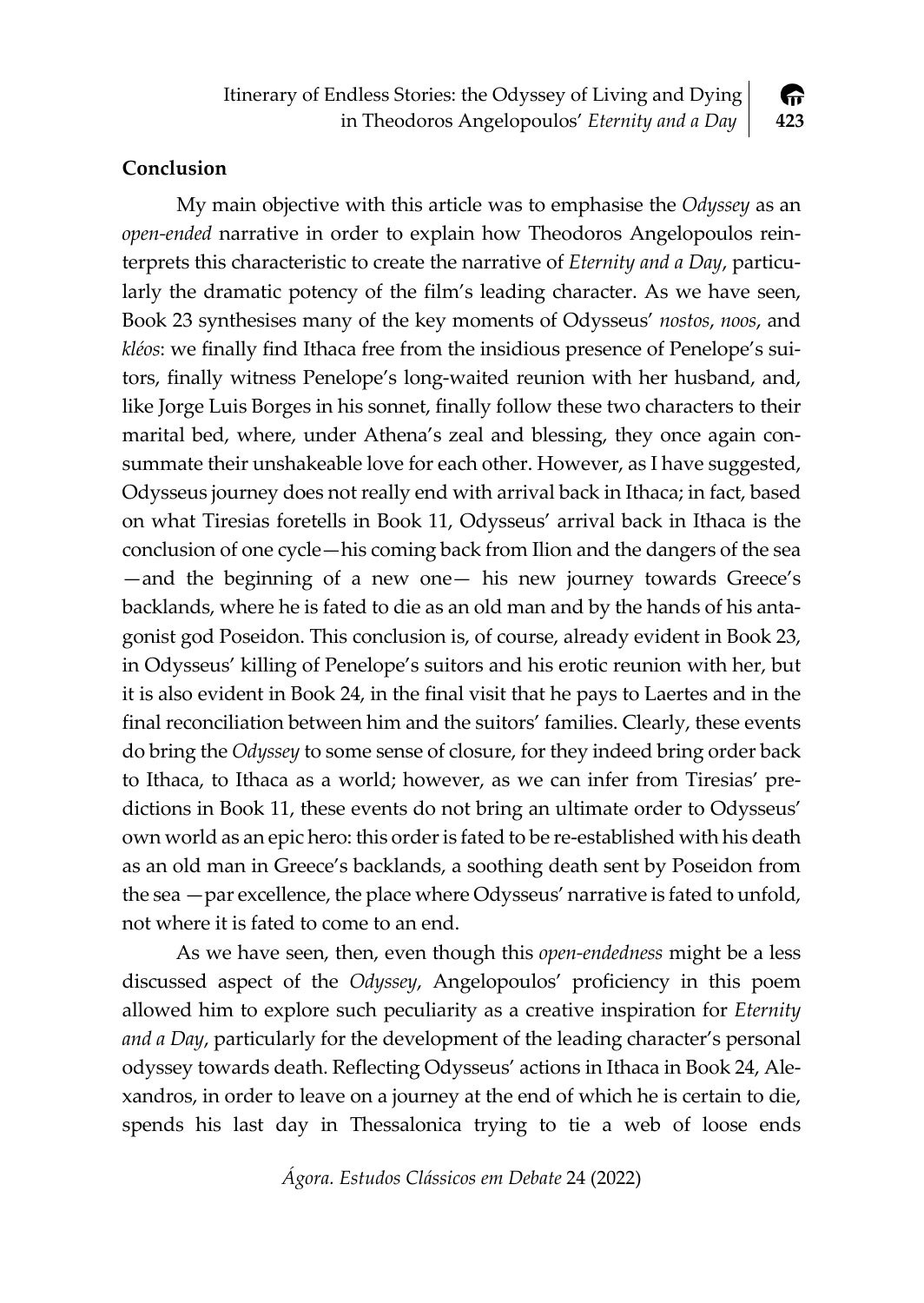## Conclusion

My main objective with this article was to emphasise the *Odyssey* as an *open-ended* narrative in order to explain how Theodoros Angelopoulos reinterprets this characteristic to create the narrative of *Eternity and a Day*, particularly the dramatic potency of the film's leading character. As we have seen, Book 23 synthesises many of the key moments of Odysseus' *nostos*, *noos*, and *kléos*: we finally find Ithaca free from the insidious presence of Penelope's suitors, finally witness Penelope's long-waited reunion with her husband, and, like Jorge Luis Borges in his sonnet, finally follow these two characters to their marital bed, where, under Athena's zeal and blessing, they once again consummate their unshakeable love for each other. However, as I have suggested, Odysseus journey does not really end with arrival back in Ithaca; in fact, based on what Tiresias foretells in Book 11, Odysseus' arrival back in Ithaca is the conclusion of one cycle—his coming back from Ilion and the dangers of the sea—and the beginning of a new one— his new journey towards Greece's backlands, where he is fated to die as an old man and by the hands of his antagonist god Poseidon. This conclusion is, of course, already evident in Book 23, in Odysseus' killing of Penelope's suitors and his erotic reunion with her, but it is also evident in Book 24, in the final visit that he pays to Laertes and in the final reconciliation between him and the suitors' families. Clearly, these events do bring the *Odyssey* to some sense of closure, for they indeed bring order back to Ithaca, to Ithaca as a world; however, as we can infer from Tiresias' predictions in Book 11, these events do not bring an ultimate order to Odysseus' own world as an epic hero: this order is fated to be re-established with his death as an old man in Greece's backlands, a soothing death sent by Poseidon from the sea —par excellence, the place where Odysseus' narrative is fated to unfold, not where it is fated to come to an end.

As we have seen, then, even though this *open-endedness* might be a less discussed aspect of the *Odyssey*, Angelopoulos' proficiency in this poem allowed him to explore such peculiarity as a creative inspiration for *Eternity and a Day*, particularly for the development of the leading character's personal odyssey towards death. Reflecting Odysseus' actions in Ithaca in Book 24, Alexandros, in order to leave on a journey at the end of which he is certain to die, spends his last day in Thessalonica trying to tie a web of loose ends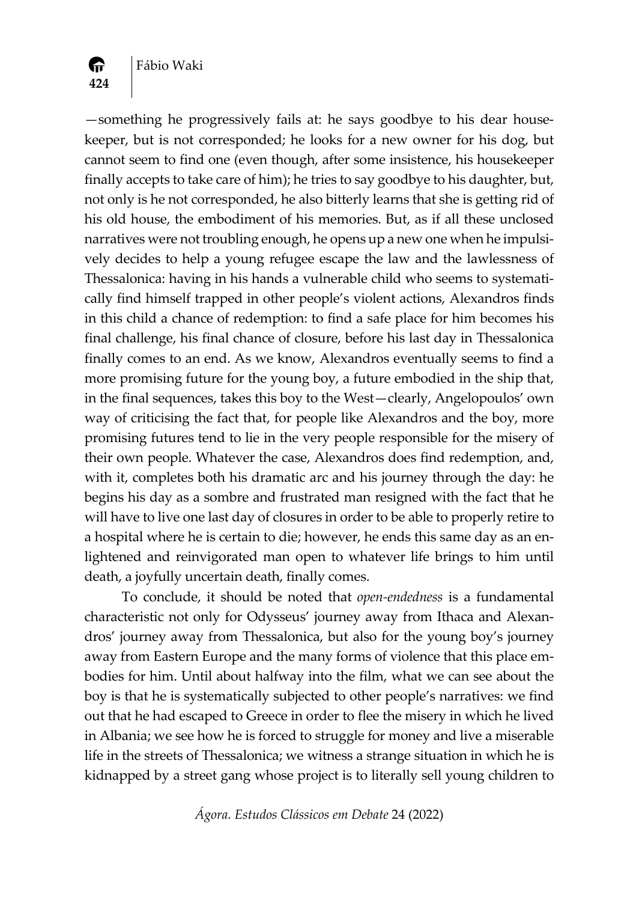—something he progressively fails at: he says goodbye to his dear housekeeper, but is not corresponded; he looks for a new owner for his dog, but cannot seem to find one (even though, after some insistence, his housekeeper finally accepts to take care of him); he tries to say goodbye to his daughter, but, not only is he not corresponded, he also bitterly learns that she is getting rid of his old house, the embodiment of his memories. But, as if all these unclosed narratives were not troubling enough, he opens up a new one when he impulsively decides to help a young refugee escape the law and the lawlessness of Thessalonica: having in his hands a vulnerable child who seems to systematically find himself trapped in other people's violent actions, Alexandros finds in this child a chance of redemption: to find a safe place for him becomes his final challenge, his final chance of closure, before his last day in Thessalonica finally comes to an end. As we know, Alexandros eventually seems to find a more promising future for the young boy, a future embodied in the ship that, in the final sequences, takes this boy to the West—clearly, Angelopoulos' own way of criticising the fact that, for people like Alexandros and the boy, more promising futures tend to lie in the very people responsible for the misery of their own people. Whatever the case, Alexandros does find redemption, and, with it, completes both his dramatic arc and his journey through the day: he begins his day as a sombre and frustrated man resigned with the fact that he will have to live one last day of closures in order to be able to properly retire to a hospital where he is certain to die; however, he ends this same day as an enlightened and reinvigorated man open to whatever life brings to him until death, a joyfully uncertain death, finally comes.

To conclude, it should be noted that *open-endedness* is a fundamental characteristic not only for Odysseus' journey away from Ithaca and Alexandros' journey away from Thessalonica, but also for the young boy's journey away from Eastern Europe and the many forms of violence that this place embodies for him. Until about halfway into the film, what we can see about the boy is that he is systematically subjected to other people's narratives: we find out that he had escaped to Greece in order to flee the misery in which he lived in Albania; we see how he is forced to struggle for money and live a miserable life in the streets of Thessalonica; we witness a strange situation in which he is kidnapped by a street gang whose project is to literally sell young children to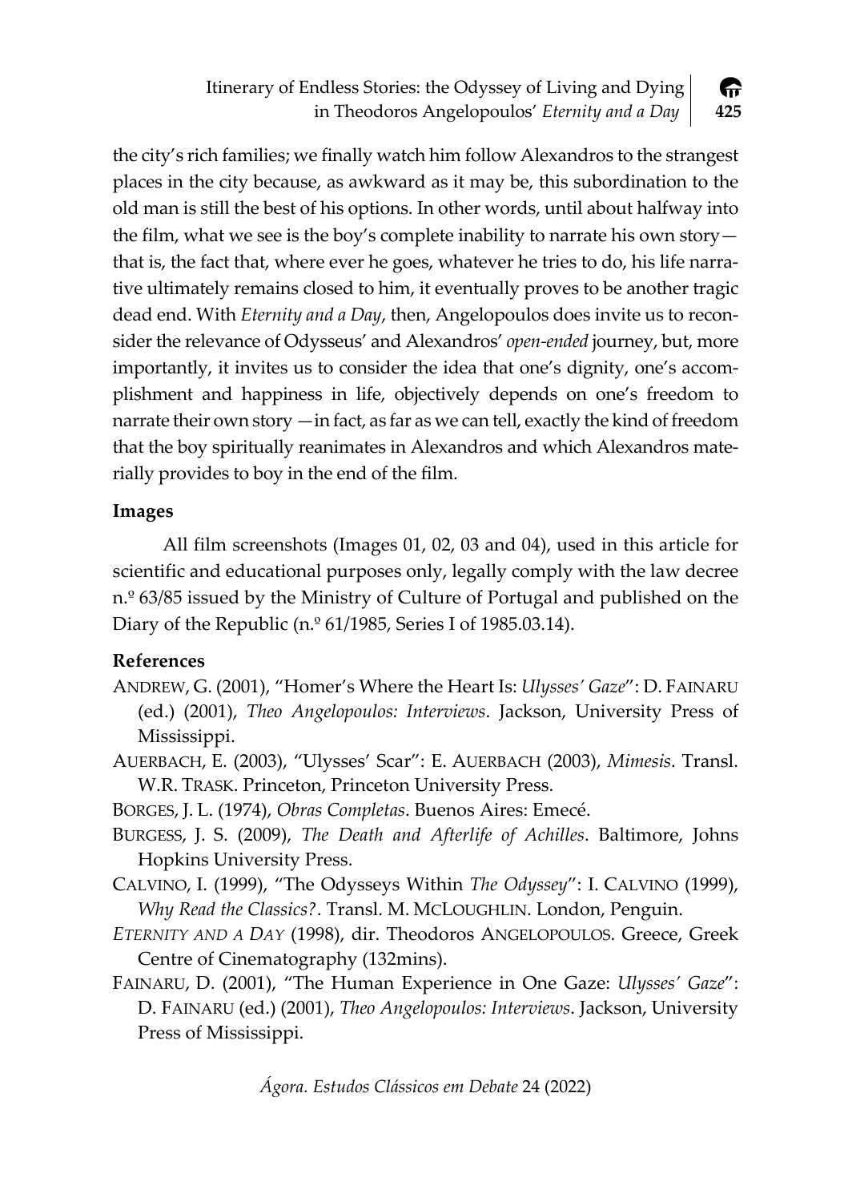the city's rich families; we finally watch him follow Alexandros to the strangest places in the city because, as awkward as it may be, this subordination to the old man is still the best of his options. In other words, until about halfway into the film, what we see is the boy's complete inability to narrate his own story—that is, the fact that, where ever he goes, whatever he tries to do, his life narrative ultimately remains closed to him, it eventually proves to be another tragic dead end. With *Eternity and a Day*, then, Angelopoulos does invite us to reconsider the relevance of Odysseus' and Alexandros' *open-ended* journey, but, more importantly, it invites us to consider the idea that one's dignity, one's accomplishment and happiness in life, objectively depends on one's freedom to narrate their own story —in fact, as far as we can tell, exactly the kind of freedom that the boy spiritually reanimates in Alexandros and which Alexandros materially provides to boy in the end of the film.

## Images

All film screenshots (Images 01, 02, 03 and 04), used in this article for scientific and educational purposes only, legally comply with the law decree n.º 63/85 issued by the Ministry of Culture of Portugal and published on the Diary of the Republic (n.º 61/1985, Series I of 1985.03.14).

## References

Andrew, G. (2001), "Homer's Where the Heart Is: *Ulysses' Gaze*": D. Fainaru (ed.) (2001), *Theo Angelopoulos: Interviews*. Jackson, University Press of Mississippi.

Auerbach, E. (2003), "Ulysses' Scar": E. Auerbach (2003), *Mimesis*. Transl. W.R. Trask. Princeton, Princeton University Press.

Borges, J. L. (1974), *Obras Completas*. Buenos Aires: Emecé.

Burgess, J. S. (2009), *The Death and Afterlife of Achilles*. Baltimore, Johns Hopkins University Press.

Calvino, I. (1999), "The Odysseys Within *The Odyssey*": I. Calvino (1999), *Why Read the Classics?*. Transl. M. McLoughlin. London, Penguin.

*Eternity and a Day* (1998), dir. Theodoros Angelopoulos. Greece, Greek Centre of Cinematography (132mins).

Fainaru, D. (2001), "The Human Experience in One Gaze: *Ulysses' Gaze*": D. Fainaru (ed.) (2001), *Theo Angelopoulos: Interviews*. Jackson, University Press of Mississippi.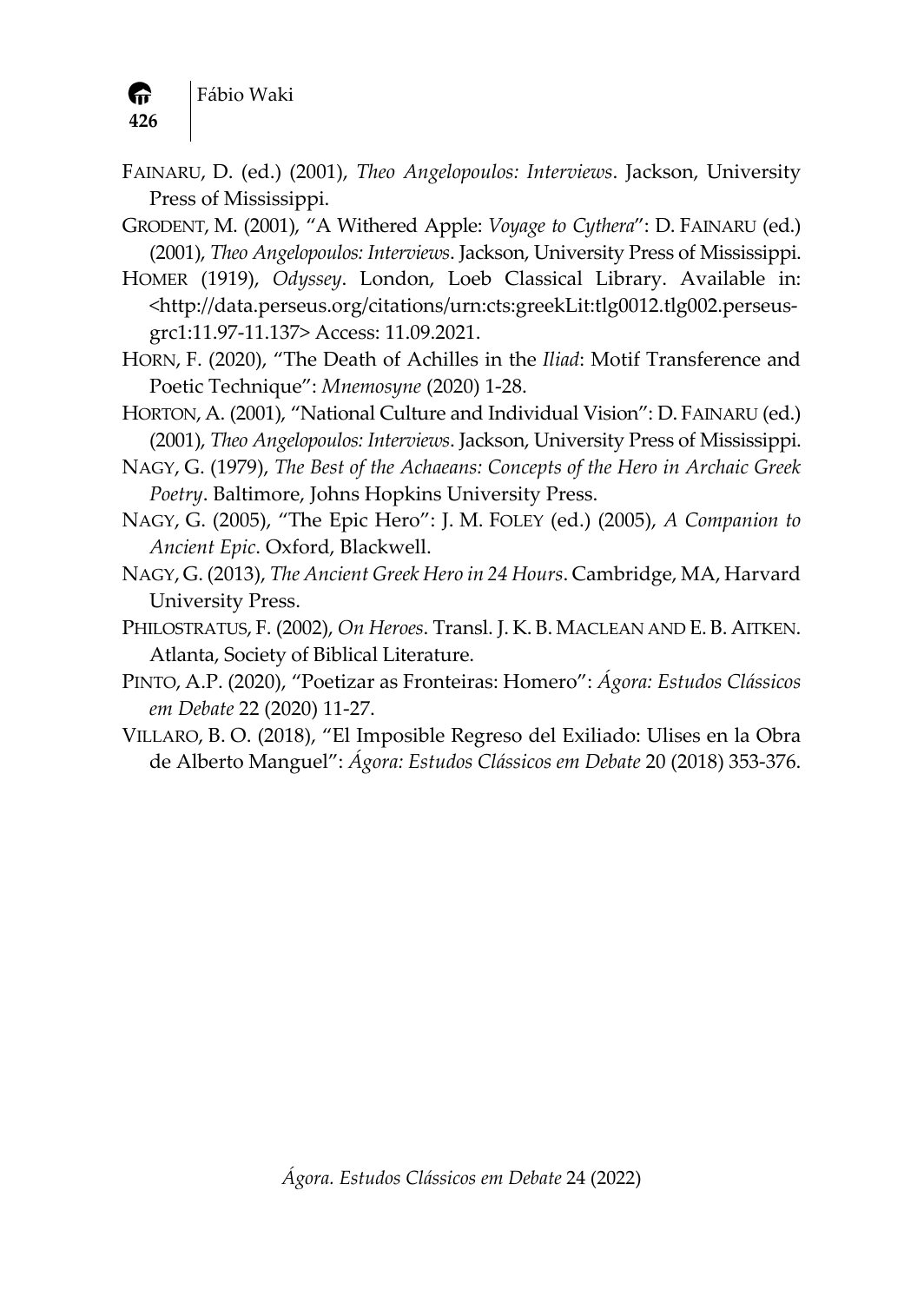FAINARU, D. (ed.) (2001), *Theo Angelopoulos: Interviews*. Jackson, University Press of Mississippi.

GRODENT, M. (2001), "A Withered Apple: *Voyage to Cythera*": D. FAINARU (ed.) (2001), *Theo Angelopoulos: Interviews*. Jackson, University Press of Mississippi.

HOMER (1919), *Odyssey*. London, Loeb Classical Library. Available in: <http://data.perseus.org/citations/urn:cts:greekLit:tlg0012.tlg002.perseus-grc1:11.97-11.137> Access: 11.09.2021.

HORN, F. (2020), "The Death of Achilles in the *Iliad*: Motif Transference and Poetic Technique": *Mnemosyne* (2020) 1-28.

HORTON, A. (2001), "National Culture and Individual Vision": D. FAINARU (ed.) (2001), *Theo Angelopoulos: Interviews*. Jackson, University Press of Mississippi.

NAGY, G. (1979), *The Best of the Achaeans: Concepts of the Hero in Archaic Greek Poetry*. Baltimore, Johns Hopkins University Press.

NAGY, G. (2005), "The Epic Hero": J. M. FOLEY (ed.) (2005), *A Companion to Ancient Epic*. Oxford, Blackwell.

NAGY, G. (2013), *The Ancient Greek Hero in 24 Hours*. Cambridge, MA, Harvard University Press.

PHILOSTRATUS, F. (2002), *On Heroes*. Transl. J. K. B. MACLEAN AND E. B. AITKEN. Atlanta, Society of Biblical Literature.

PINTO, A.P. (2020), "Poetizar as Fronteiras: Homero": *Ágora: Estudos Clássicos em Debate* 22 (2020) 11-27.

VILLARO, B. O. (2018), "El Imposible Regreso del Exiliado: Ulises en la Obra de Alberto Manguel": *Ágora: Estudos Clássicos em Debate* 20 (2018) 353-376.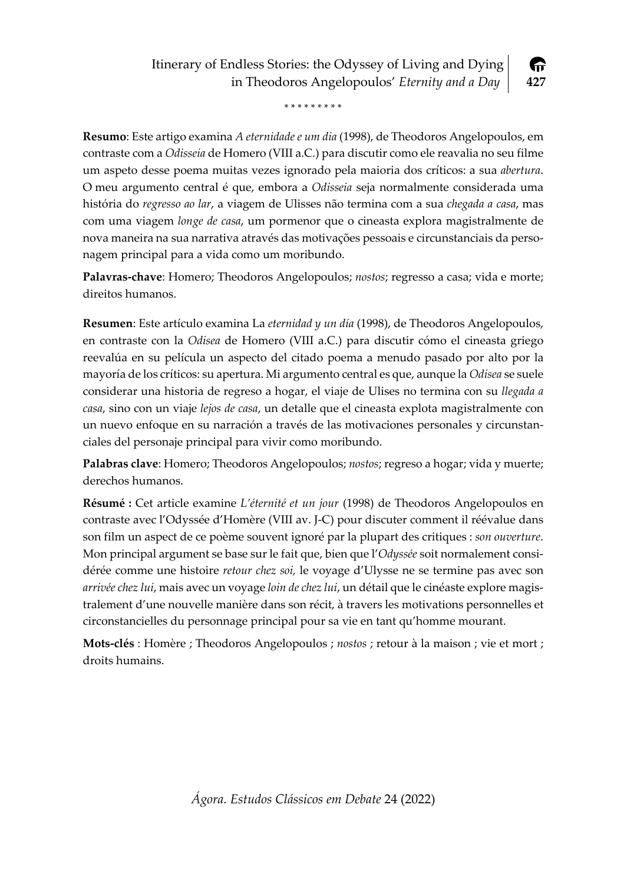\* \* \* \* \* \* \* \* \*

**Resumo**: Este artigo examina *A eternidade e um dia* (1998), de Theodoros Angelopoulos, em contraste com a *Odisseia* de Homero (VIII a.C.) para discutir como ele reavalia no seu filme um aspeto desse poema muitas vezes ignorado pela maioria dos críticos: a sua *abertura*. O meu argumento central é que, embora a *Odisseia* seja normalmente considerada uma história do *regresso ao lar*, a viagem de Ulisses não termina com a sua *chegada a casa*, mas com uma viagem *longe de casa*, um pormenor que o cineasta explora magistralmente de nova maneira na sua narrativa através das motivações pessoais e circunstanciais da personagem principal para a vida como um moribundo.

**Palavras-chave**: Homero; Theodoros Angelopoulos; *nostos*; regresso a casa; vida e morte; direitos humanos.

**Resumen**: Este artículo examina La *eternidad y un día* (1998), de Theodoros Angelopoulos, en contraste con la *Odisea* de Homero (VIII a.C.) para discutir cómo el cineasta griego reevalúa en su película un aspecto del citado poema a menudo pasado por alto por la mayoría de los críticos: su apertura. Mi argumento central es que, aunque la *Odisea* se suele considerar una historia de regreso a hogar, el viaje de Ulises no termina con su *llegada a casa*, sino con un viaje *lejos de casa*, un detalle que el cineasta explota magistralmente con un nuevo enfoque en su narración a través de las motivaciones personales y circunstanciales del personaje principal para vivir como moribundo.

**Palabras clave**: Homero; Theodoros Angelopoulos; *nostos*; regreso a hogar; vida y muerte; derechos humanos.

**Résumé :** Cet article examine *L'éternité et un jour* (1998) de Theodoros Angelopoulos en contraste avec l'Odyssée d'Homère (VIII av. J-C) pour discuter comment il réévalue dans son film un aspect de ce poème souvent ignoré par la plupart des critiques : *son ouverture*. Mon principal argument se base sur le fait que, bien que l'*Odyssée* soit normalement considérée comme une histoire *retour chez soi,* le voyage d'Ulysse ne se termine pas avec son *arrivée chez lui*, mais avec un voyage *loin de chez lui*, un détail que le cinéaste explore magistralement d'une nouvelle manière dans son récit, à travers les motivations personnelles et circonstancielles du personnage principal pour sa vie en tant qu'homme mourant.

**Mots-clés** : Homère ; Theodoros Angelopoulos ; *nostos* ; retour à la maison ; vie et mort ; droits humains.